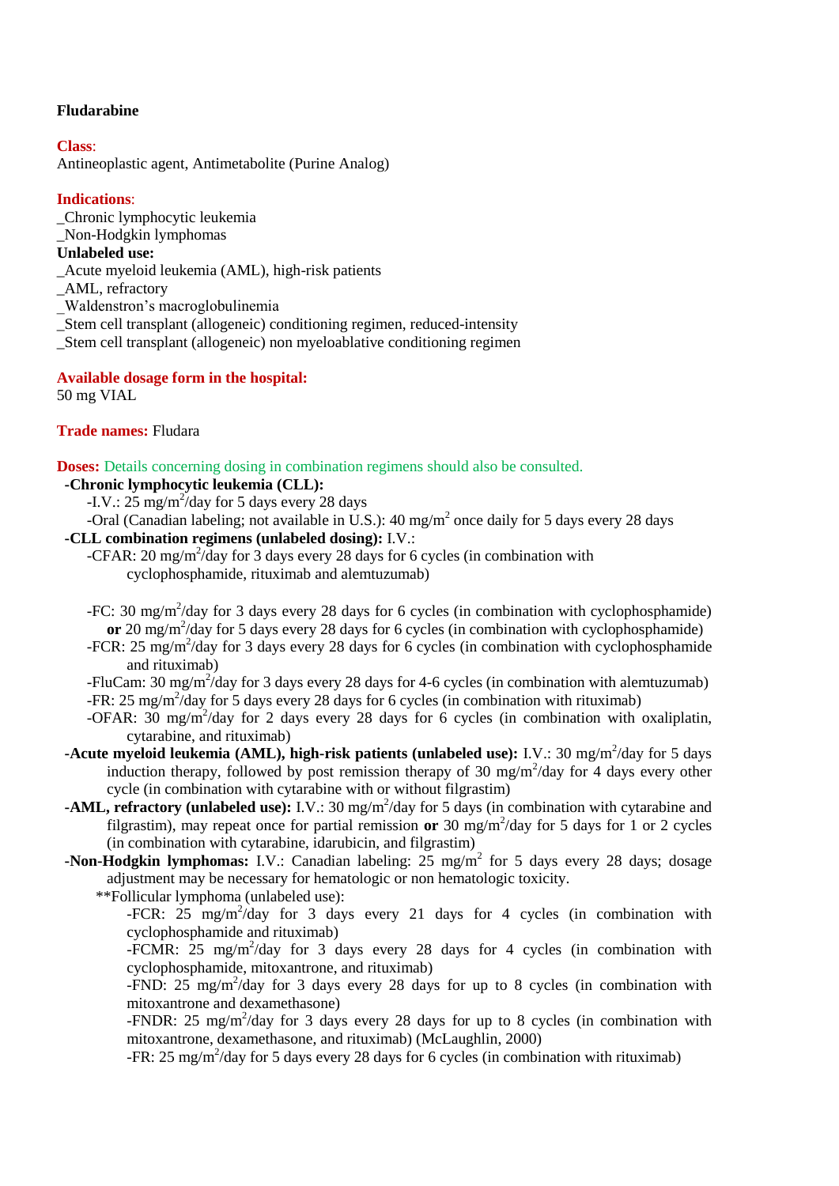**Fludarabine**

**Class**:
Antineoplastic agent, Antimetabolite (Purine Analog)

**Indications**:
_Chronic lymphocytic leukemia
_Non-Hodgkin lymphomas
**Unlabeled use:**
_Acute myeloid leukemia (AML), high-risk patients
_AML, refractory
_Waldenstron's macroglobulinemia
_Stem cell transplant (allogeneic) conditioning regimen, reduced-intensity
_Stem cell transplant (allogeneic) non myeloablative conditioning regimen

**Available dosage form in the hospital:**
50 mg VIAL

**Trade names:** Fludara

**Doses:** Details concerning dosing in combination regimens should also be consulted.

**-Chronic lymphocytic leukemia (CLL):**
- -I.V.: 25 mg/$m^2$/day for 5 days every 28 days
- -Oral (Canadian labeling; not available in U.S.): 40 mg/$m^2$ once daily for 5 days every 28 days

**-CLL combination regimens (unlabeled dosing):** I.V.:
- -CFAR: 20 mg/$m^2$/day for 3 days every 28 days for 6 cycles (in combination with cyclophosphamide, rituximab and alemtuzumab)
- -FC: 30 mg/$m^2$/day for 3 days every 28 days for 6 cycles (in combination with cyclophosphamide) **or** 20 mg/$m^2$/day for 5 days every 28 days for 6 cycles (in combination with cyclophosphamide)
- -FCR: 25 mg/$m^2$/day for 3 days every 28 days for 6 cycles (in combination with cyclophosphamide and rituximab)
- -FluCam: 30 mg/$m^2$/day for 3 days every 28 days for 4-6 cycles (in combination with alemtuzumab)
- -FR: 25 mg/$m^2$/day for 5 days every 28 days for 6 cycles (in combination with rituximab)
- -OFAR: 30 mg/$m^2$/day for 2 days every 28 days for 6 cycles (in combination with oxaliplatin, cytarabine, and rituximab)

**-Acute myeloid leukemia (AML), high-risk patients (unlabeled use):** I.V.: 30 mg/$m^2$/day for 5 days induction therapy, followed by post remission therapy of 30 mg/$m^2$/day for 4 days every other cycle (in combination with cytarabine with or without filgrastim)

**-AML, refractory (unlabeled use):** I.V.: 30 mg/$m^2$/day for 5 days (in combination with cytarabine and filgrastim), may repeat once for partial remission **or** 30 mg/$m^2$/day for 5 days for 1 or 2 cycles (in combination with cytarabine, idarubicin, and filgrastim)

**-Non-Hodgkin lymphomas:** I.V.: Canadian labeling: 25 mg/$m^2$ for 5 days every 28 days; dosage adjustment may be necessary for hematologic or non hematologic toxicity.

**Follicular lymphoma (unlabeled use):
- -FCR: 25 mg/$m^2$/day for 3 days every 21 days for 4 cycles (in combination with cyclophosphamide and rituximab)
- -FCMR: 25 mg/$m^2$/day for 3 days every 28 days for 4 cycles (in combination with cyclophosphamide, mitoxantrone, and rituximab)
- -FND: 25 mg/$m^2$/day for 3 days every 28 days for up to 8 cycles (in combination with mitoxantrone and dexamethasone)
- -FNDR: 25 mg/$m^2$/day for 3 days every 28 days for up to 8 cycles (in combination with mitoxantrone, dexamethasone, and rituximab) (McLaughlin, 2000)
- -FR: 25 mg/$m^2$/day for 5 days every 28 days for 6 cycles (in combination with rituximab)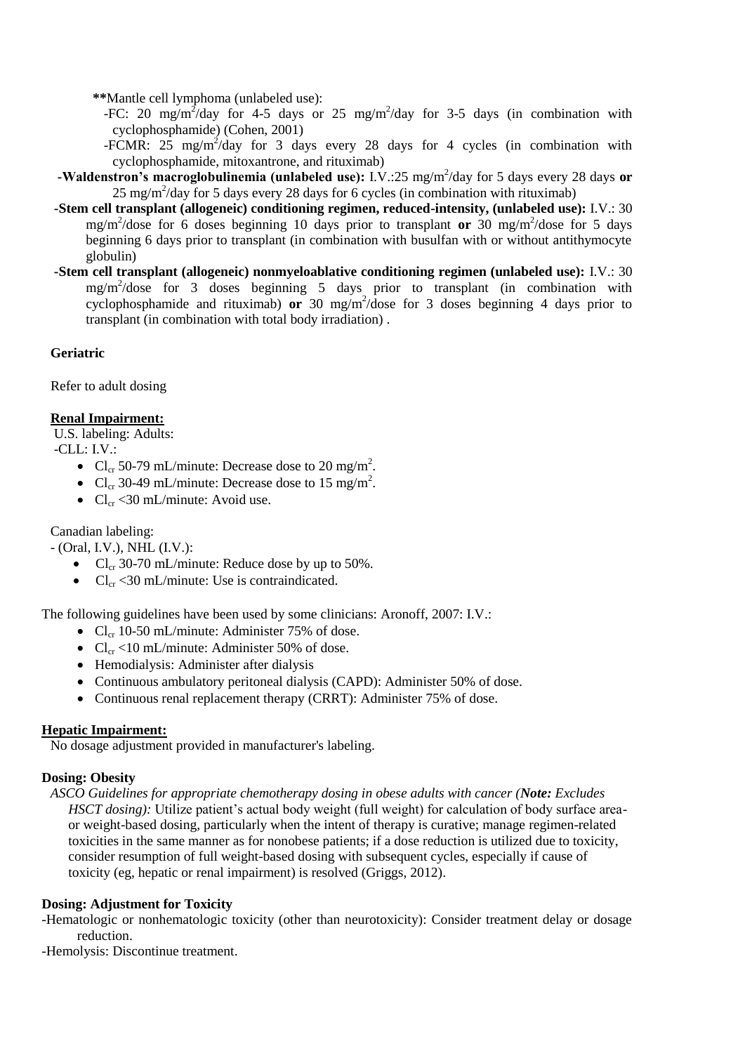**Mantle cell lymphoma (unlabeled use):

- -FC: 20 mg/m$^2$/day for 4-5 days or 25 mg/m$^2$/day for 3-5 days (in combination with cyclophosphamide) (Cohen, 2001)
- -FCMR: 25 mg/m$^2$/day for 3 days every 28 days for 4 cycles (in combination with cyclophosphamide, mitoxantrone, and rituximab)

-**Waldenstron's macroglobulinemia (unlabeled use):** I.V.:25 mg/m$^2$/day for 5 days every 28 days **or** 25 mg/m$^2$/day for 5 days every 28 days for 6 cycles (in combination with rituximab)

-**Stem cell transplant (allogeneic) conditioning regimen, reduced-intensity, (unlabeled use):** I.V.: 30 mg/m$^2$/dose for 6 doses beginning 10 days prior to transplant **or** 30 mg/m$^2$/dose for 5 days beginning 6 days prior to transplant (in combination with busulfan with or without antithymocyte globulin)

-**Stem cell transplant (allogeneic) nonmyeloablative conditioning regimen (unlabeled use):** I.V.: 30 mg/m$^2$/dose for 3 doses beginning 5 days prior to transplant (in combination with cyclophosphamide and rituximab) **or** 30 mg/m$^2$/dose for 3 doses beginning 4 days prior to transplant (in combination with total body irradiation) .

**Geriatric**

Refer to adult dosing

**Renal Impairment:**

U.S. labeling: Adults:

-CLL: I.V.:

- $Cl_{cr}$ 50-79 mL/minute: Decrease dose to 20 mg/m$^2$.
- $Cl_{cr}$ 30-49 mL/minute: Decrease dose to 15 mg/m$^2$.
- $Cl_{cr}$ <30 mL/minute: Avoid use.

Canadian labeling:

- (Oral, I.V.), NHL (I.V.):
  - $Cl_{cr}$ 30-70 mL/minute: Reduce dose by up to 50%.
  - $Cl_{cr}$ <30 mL/minute: Use is contraindicated.

The following guidelines have been used by some clinicians: Aronoff, 2007: I.V.:

- $Cl_{cr}$ 10-50 mL/minute: Administer 75% of dose.
- $Cl_{cr}$ <10 mL/minute: Administer 50% of dose.
- Hemodialysis: Administer after dialysis
- Continuous ambulatory peritoneal dialysis (CAPD): Administer 50% of dose.
- Continuous renal replacement therapy (CRRT): Administer 75% of dose.

**Hepatic Impairment:**

No dosage adjustment provided in manufacturer's labeling.

**Dosing: Obesity**

*ASCO Guidelines for appropriate chemotherapy dosing in obese adults with cancer (**Note:** Excludes HSCT dosing):* Utilize patient's actual body weight (full weight) for calculation of body surface area- or weight-based dosing, particularly when the intent of therapy is curative; manage regimen-related toxicities in the same manner as for nonobese patients; if a dose reduction is utilized due to toxicity, consider resumption of full weight-based dosing with subsequent cycles, especially if cause of toxicity (eg, hepatic or renal impairment) is resolved (Griggs, 2012).

**Dosing: Adjustment for Toxicity**

-Hematologic or nonhematologic toxicity (other than neurotoxicity): Consider treatment delay or dosage reduction.

-Hemolysis: Discontinue treatment.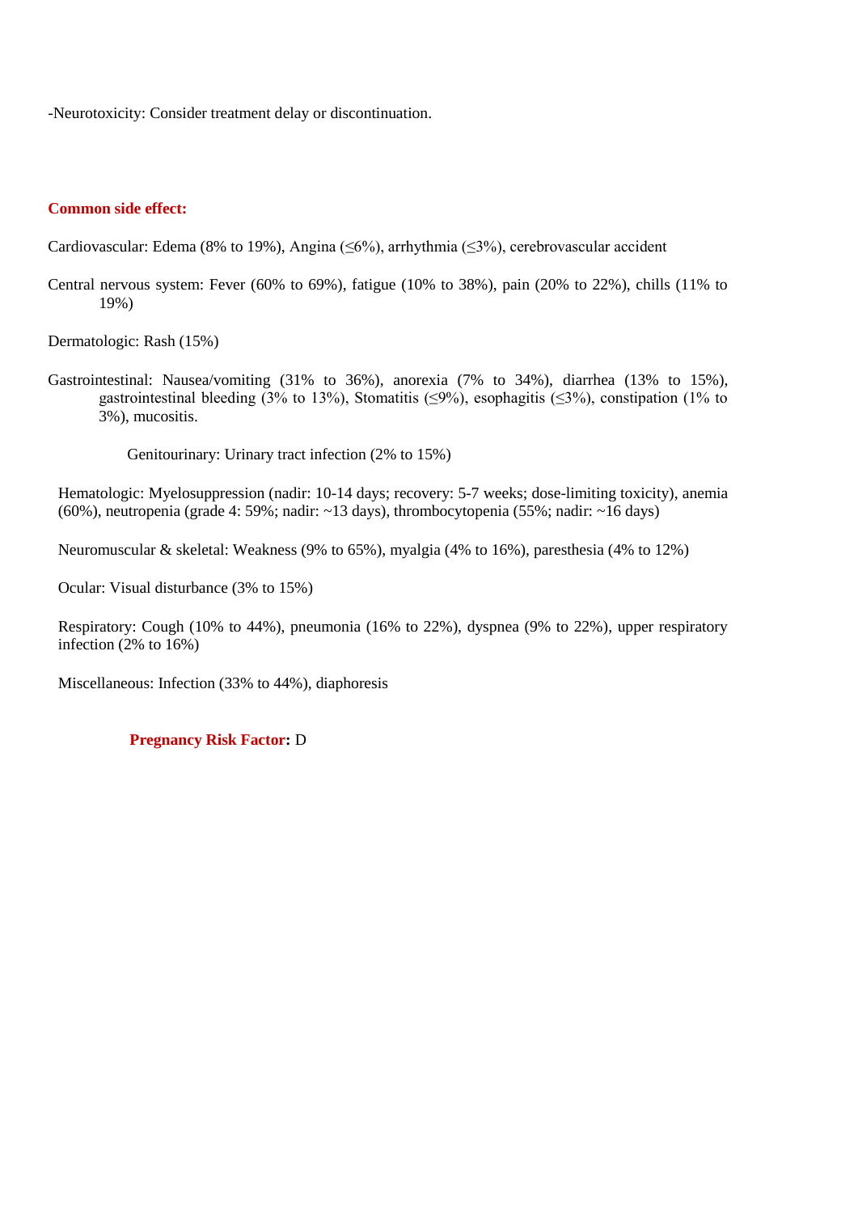-Neurotoxicity: Consider treatment delay or discontinuation.

**Common side effect:**

Cardiovascular: Edema (8% to 19%), Angina (≤6%), arrhythmia (≤3%), cerebrovascular accident

Central nervous system: Fever (60% to 69%), fatigue (10% to 38%), pain (20% to 22%), chills (11% to 19%)

Dermatologic: Rash (15%)

Gastrointestinal: Nausea/vomiting (31% to 36%), anorexia (7% to 34%), diarrhea (13% to 15%), gastrointestinal bleeding (3% to 13%), Stomatitis (≤9%), esophagitis (≤3%), constipation (1% to 3%), mucositis.

Genitourinary: Urinary tract infection (2% to 15%)

Hematologic: Myelosuppression (nadir: 10-14 days; recovery: 5-7 weeks; dose-limiting toxicity), anemia (60%), neutropenia (grade 4: 59%; nadir: ~13 days), thrombocytopenia (55%; nadir: ~16 days)

Neuromuscular & skeletal: Weakness (9% to 65%), myalgia (4% to 16%), paresthesia (4% to 12%)

Ocular: Visual disturbance (3% to 15%)

Respiratory: Cough (10% to 44%), pneumonia (16% to 22%), dyspnea (9% to 22%), upper respiratory infection (2% to 16%)

Miscellaneous: Infection (33% to 44%), diaphoresis

**Pregnancy Risk Factor:** D